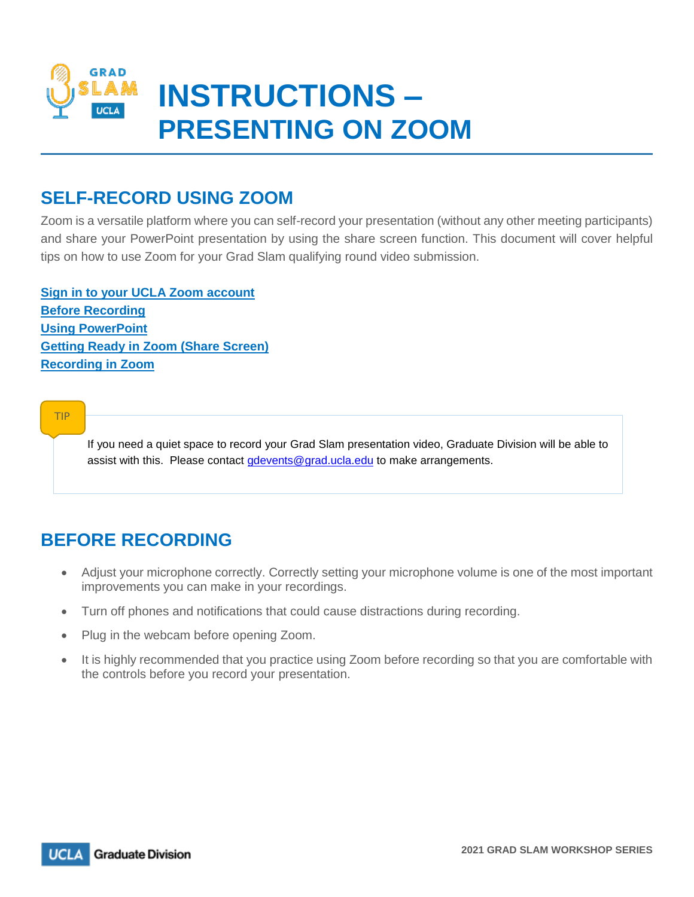# INSTRUCTIONS – PRESENTING ON ZOOM

## SELF-RECORD USING ZOOM

Zoom is a versatile platform where you can self-record your presentation (without any other meeting participants) and share your PowerPoint presentation by using the share screen function. This document will cover helpful tips on how to use Zoom for your Grad Slam qualifying round video submission.

**Sign in to your UCLA Zoom account**
**Before Recording**
**Using PowerPoint**
**Getting Ready in Zoom (Share Screen)**
**Recording in Zoom**

> TIP
>
> If you need a quiet space to record your Grad Slam presentation video, Graduate Division will be able to assist with this. Please contact gdevents@grad.ucla.edu to make arrangements.

## BEFORE RECORDING

- Adjust your microphone correctly. Correctly setting your microphone volume is one of the most important improvements you can make in your recordings.
- Turn off phones and notifications that could cause distractions during recording.
- Plug in the webcam before opening Zoom.
- It is highly recommended that you practice using Zoom before recording so that you are comfortable with the controls before you record your presentation.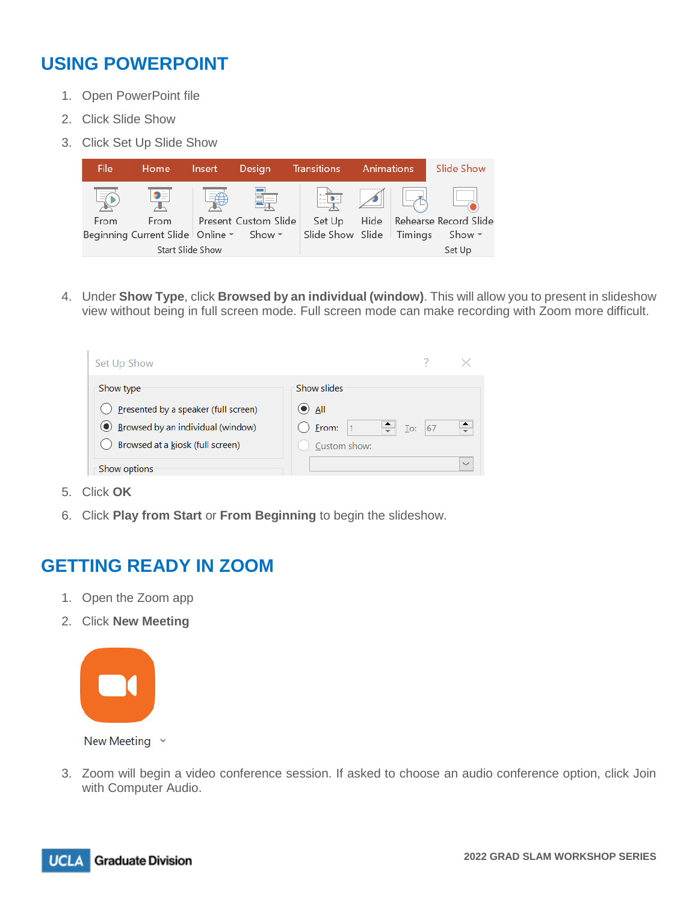## USING POWERPOINT

1. Open PowerPoint file
2. Click Slide Show
3. Click Set Up Slide Show

4. Under **Show Type**, click **Browsed by an individual (window)**. This will allow you to present in slideshow view without being in full screen mode. Full screen mode can make recording with Zoom more difficult.

5. Click **OK**
6. Click **Play from Start** or **From Beginning** to begin the slideshow.

## GETTING READY IN ZOOM

1. Open the Zoom app
2. Click **New Meeting**

3. Zoom will begin a video conference session. If asked to choose an audio conference option, click Join with Computer Audio.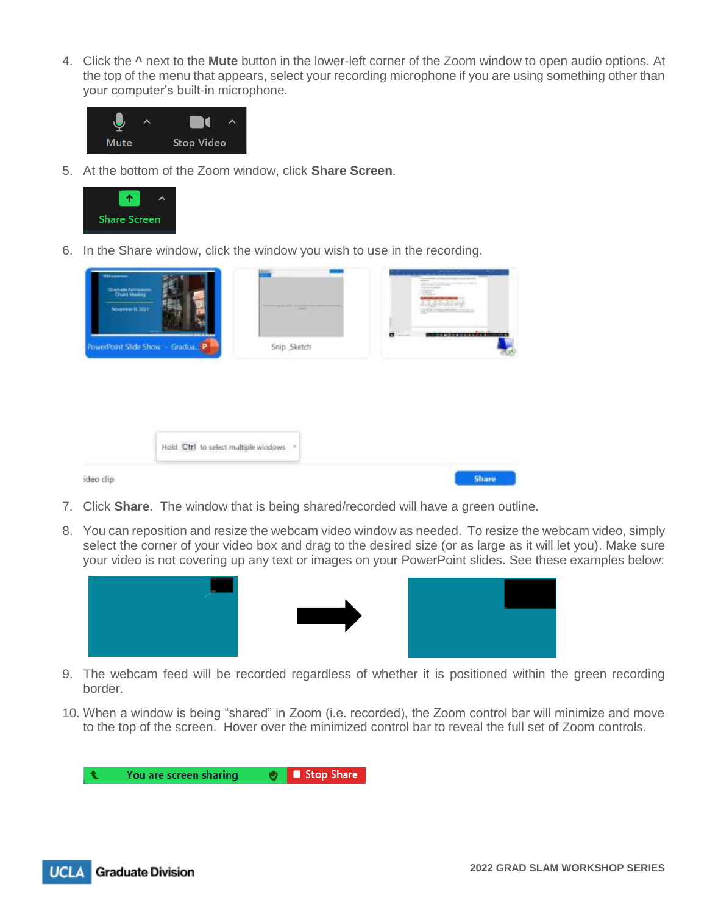4. Click the **^** next to the **Mute** button in the lower-left corner of the Zoom window to open audio options. At the top of the menu that appears, select your recording microphone if you are using something other than your computer's built-in microphone.

5. At the bottom of the Zoom window, click **Share Screen**.

6. In the Share window, click the window you wish to use in the recording.

7. Click **Share**. The window that is being shared/recorded will have a green outline.

8. You can reposition and resize the webcam video window as needed. To resize the webcam video, simply select the corner of your video box and drag to the desired size (or as large as it will let you). Make sure your video is not covering up any text or images on your PowerPoint slides. See these examples below:

9. The webcam feed will be recorded regardless of whether it is positioned within the green recording border.

10. When a window is being "shared" in Zoom (i.e. recorded), the Zoom control bar will minimize and move to the top of the screen. Hover over the minimized control bar to reveal the full set of Zoom controls.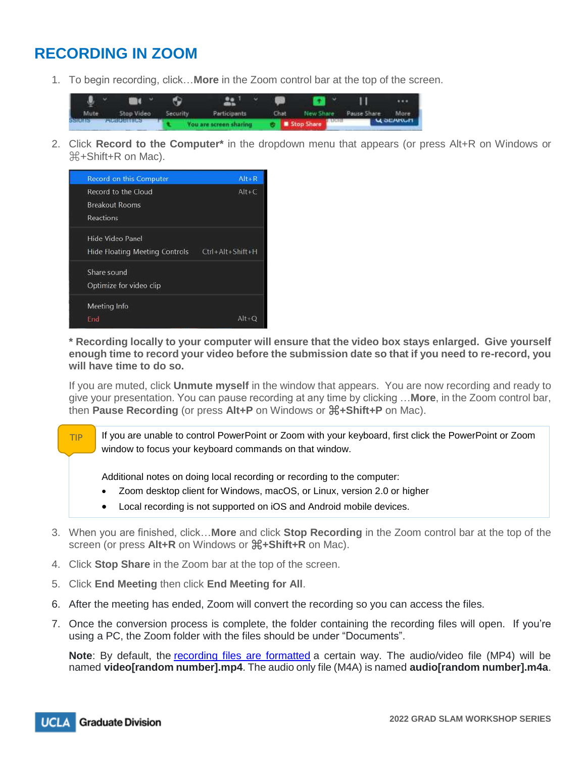## RECORDING IN ZOOM

1. To begin recording, click…**More** in the Zoom control bar at the top of the screen.

2. Click **Record to the Computer*** in the dropdown menu that appears (or press Alt+R on Windows or ⌘+Shift+R on Mac).

   **\* Recording locally to your computer will ensure that the video box stays enlarged. Give yourself enough time to record your video before the submission date so that if you need to re-record, you will have time to do so.**

   If you are muted, click **Unmute myself** in the window that appears. You are now recording and ready to give your presentation. You can pause recording at any time by clicking …**More**, in the Zoom control bar, then **Pause Recording** (or press **Alt+P** on Windows or **⌘+Shift+P** on Mac).

   TIP

   If you are unable to control PowerPoint or Zoom with your keyboard, first click the PowerPoint or Zoom window to focus your keyboard commands on that window.

   Additional notes on doing local recording or recording to the computer:

   - Zoom desktop client for Windows, macOS, or Linux, version 2.0 or higher
   - Local recording is not supported on iOS and Android mobile devices.

3. When you are finished, click…**More** and click **Stop Recording** in the Zoom control bar at the top of the screen (or press **Alt+R** on Windows or **⌘+Shift+R** on Mac).
4. Click **Stop Share** in the Zoom bar at the top of the screen.
5. Click **End Meeting** then click **End Meeting for All**.
6. After the meeting has ended, Zoom will convert the recording so you can access the files.
7. Once the conversion process is complete, the folder containing the recording files will open. If you're using a PC, the Zoom folder with the files should be under "Documents".

   **Note**: By default, the recording files are formatted a certain way. The audio/video file (MP4) will be named **video[random number].mp4**. The audio only file (M4A) is named **audio[random number].m4a**.